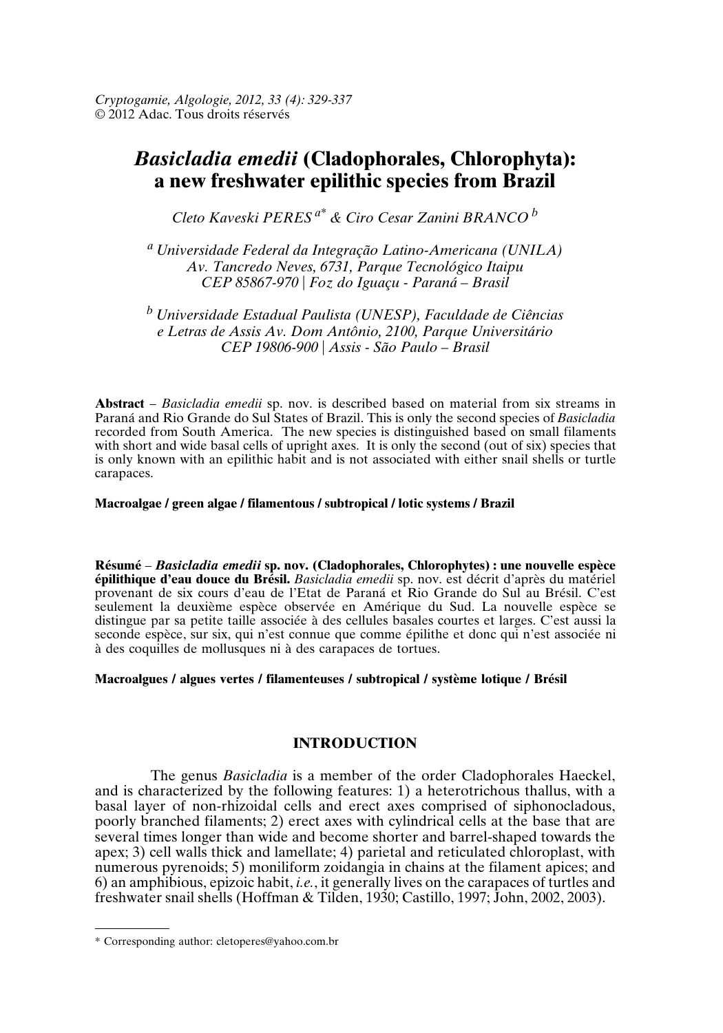*Cryptogamie, Algologie, 2012, 33 (4): 329-337*
© 2012 Adac. Tous droits réservés

# *Basicladia emedii* (Cladophorales, Chlorophyta): a new freshwater epilithic species from Brazil

*Cleto Kaveski PERES* [a*] *& Ciro Cesar Zanini BRANCO* [b]

[a] *Universidade Federal da Integração Latino-Americana (UNILA) Av. Tancredo Neves, 6731, Parque Tecnológico Itaipu CEP 85867-970 | Foz do Iguaçu - Paraná – Brasil*

[b] *Universidade Estadual Paulista (UNESP), Faculdade de Ciências e Letras de Assis Av. Dom Antônio, 2100, Parque Universitário CEP 19806-900 | Assis - São Paulo – Brasil*

**Abstract** – *Basicladia emedii* sp. nov. is described based on material from six streams in Paraná and Rio Grande do Sul States of Brazil. This is only the second species of *Basicladia* recorded from South America. The new species is distinguished based on small filaments with short and wide basal cells of upright axes. It is only the second (out of six) species that is only known with an epilithic habit and is not associated with either snail shells or turtle carapaces.

**Macroalgae / green algae / filamentous / subtropical / lotic systems / Brazil**

**Résumé** – ***Basicladia emedii* sp. nov. (Cladophorales, Chlorophytes) : une nouvelle espèce épilithique d'eau douce du Brésil.** *Basicladia emedii* sp. nov. est décrit d'après du matériel provenant de six cours d'eau de l'Etat de Paraná et Rio Grande do Sul au Brésil. C'est seulement la deuxième espèce observée en Amérique du Sud. La nouvelle espèce se distingue par sa petite taille associée à des cellules basales courtes et larges. C'est aussi la seconde espèce, sur six, qui n'est connue que comme épilithe et donc qui n'est associée ni à des coquilles de mollusques ni à des carapaces de tortues.

**Macroalgues / algues vertes / filamenteuses / subtropical / système lotique / Brésil**

## INTRODUCTION

The genus *Basicladia* is a member of the order Cladophorales Haeckel, and is characterized by the following features: 1) a heterotrichous thallus, with a basal layer of non-rhizoidal cells and erect axes comprised of siphonocladous, poorly branched filaments; 2) erect axes with cylindrical cells at the base that are several times longer than wide and become shorter and barrel-shaped towards the apex; 3) cell walls thick and lamellate; 4) parietal and reticulated chloroplast, with numerous pyrenoids; 5) moniliform zoidangia in chains at the filament apices; and 6) an amphibious, epizoic habit, *i.e.*, it generally lives on the carapaces of turtles and freshwater snail shells (Hoffman & Tilden, 1930; Castillo, 1997; John, 2002, 2003).

---

\* Corresponding author: cletoperes@yahoo.com.br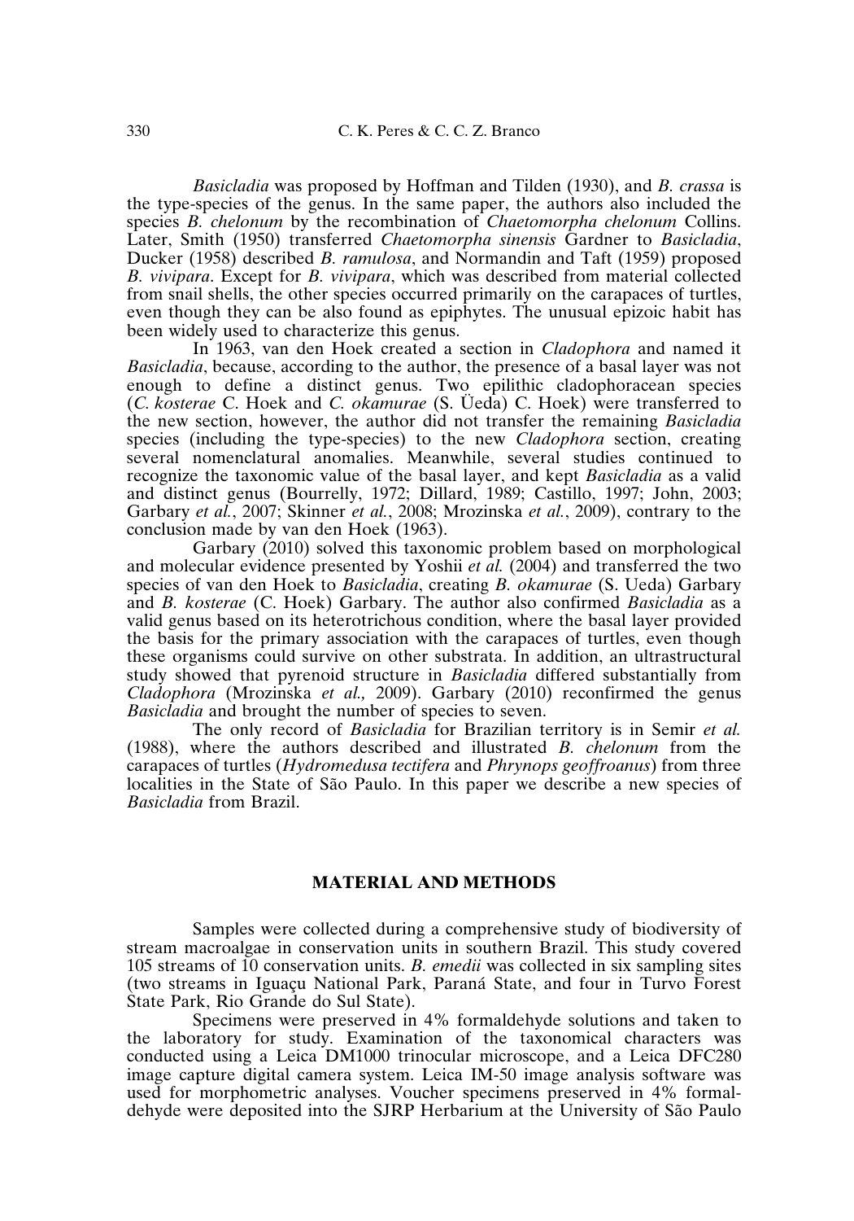*Basicladia* was proposed by Hoffman and Tilden (1930), and *B. crassa* is the type-species of the genus. In the same paper, the authors also included the species *B. chelonum* by the recombination of *Chaetomorpha chelonum* Collins. Later, Smith (1950) transferred *Chaetomorpha sinensis* Gardner to *Basicladia*, Ducker (1958) described *B. ramulosa*, and Normandin and Taft (1959) proposed *B. vivipara*. Except for *B. vivipara*, which was described from material collected from snail shells, the other species occurred primarily on the carapaces of turtles, even though they can be also found as epiphytes. The unusual epizoic habit has been widely used to characterize this genus.

In 1963, van den Hoek created a section in *Cladophora* and named it *Basicladia*, because, according to the author, the presence of a basal layer was not enough to define a distinct genus. Two epilithic cladophoracean species (*C. kosterae* C. Hoek and *C. okamurae* (S. Üeda) C. Hoek) were transferred to the new section, however, the author did not transfer the remaining *Basicladia* species (including the type-species) to the new *Cladophora* section, creating several nomenclatural anomalies. Meanwhile, several studies continued to recognize the taxonomic value of the basal layer, and kept *Basicladia* as a valid and distinct genus (Bourrelly, 1972; Dillard, 1989; Castillo, 1997; John, 2003; Garbary *et al.*, 2007; Skinner *et al.*, 2008; Mrozinska *et al.*, 2009), contrary to the conclusion made by van den Hoek (1963).

Garbary (2010) solved this taxonomic problem based on morphological and molecular evidence presented by Yoshii *et al.* (2004) and transferred the two species of van den Hoek to *Basicladia*, creating *B. okamurae* (S. Ueda) Garbary and *B. kosterae* (C. Hoek) Garbary. The author also confirmed *Basicladia* as a valid genus based on its heterotrichous condition, where the basal layer provided the basis for the primary association with the carapaces of turtles, even though these organisms could survive on other substrata. In addition, an ultrastructural study showed that pyrenoid structure in *Basicladia* differed substantially from *Cladophora* (Mrozinska *et al.,* 2009). Garbary (2010) reconfirmed the genus *Basicladia* and brought the number of species to seven.

The only record of *Basicladia* for Brazilian territory is in Semir *et al.* (1988), where the authors described and illustrated *B. chelonum* from the carapaces of turtles (*Hydromedusa tectifera* and *Phrynops geoffroanus*) from three localities in the State of São Paulo. In this paper we describe a new species of *Basicladia* from Brazil.

## MATERIAL AND METHODS

Samples were collected during a comprehensive study of biodiversity of stream macroalgae in conservation units in southern Brazil. This study covered 105 streams of 10 conservation units. *B. emedii* was collected in six sampling sites (two streams in Iguaçu National Park, Paraná State, and four in Turvo Forest State Park, Rio Grande do Sul State).

Specimens were preserved in 4% formaldehyde solutions and taken to the laboratory for study. Examination of the taxonomical characters was conducted using a Leica DM1000 trinocular microscope, and a Leica DFC280 image capture digital camera system. Leica IM-50 image analysis software was used for morphometric analyses. Voucher specimens preserved in 4% formaldehyde were deposited into the SJRP Herbarium at the University of São Paulo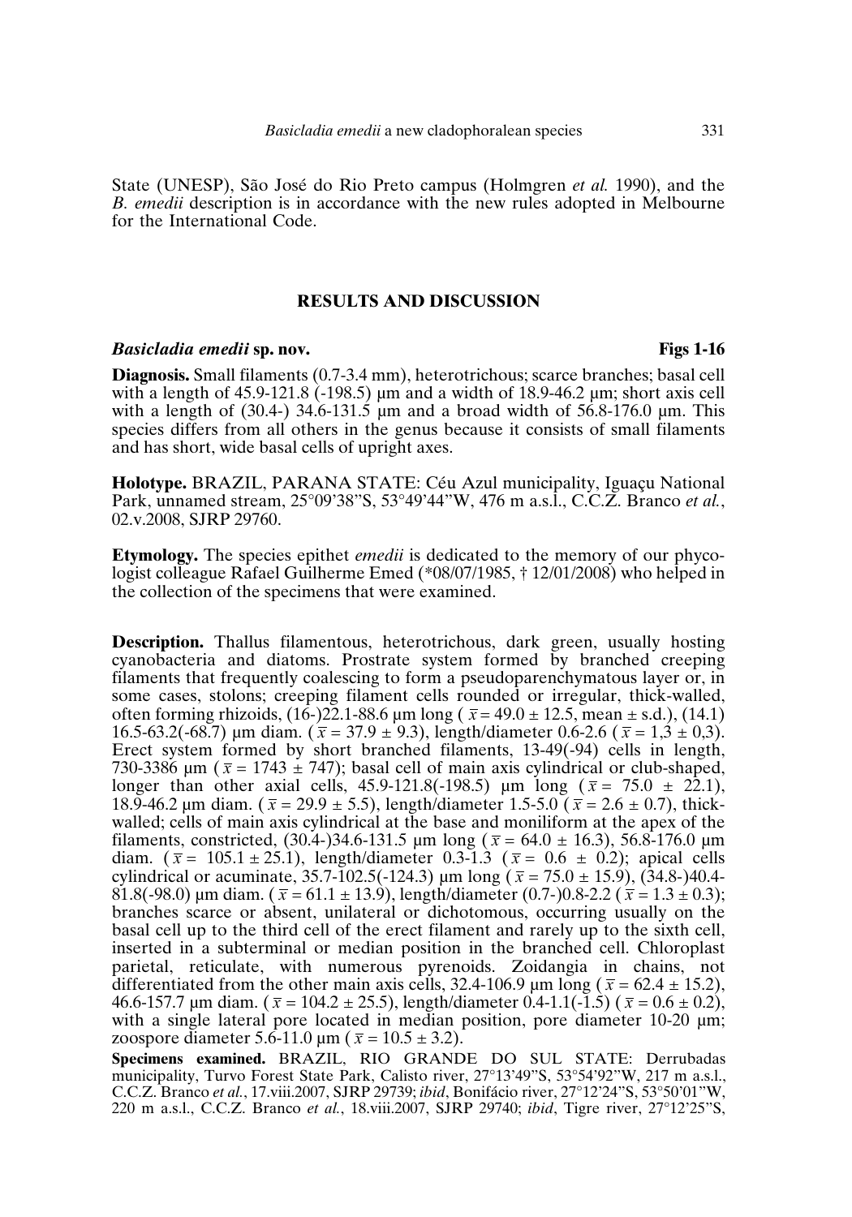State (UNESP), São José do Rio Preto campus (Holmgren *et al.* 1990), and the *B. emedii* description is in accordance with the new rules adopted in Melbourne for the International Code.

## RESULTS AND DISCUSSION

***Basicladia emedii* sp. nov.** **Figs 1-16**

**Diagnosis.** Small filaments (0.7-3.4 mm), heterotrichous; scarce branches; basal cell with a length of 45.9-121.8 (-198.5) µm and a width of 18.9-46.2 µm; short axis cell with a length of (30.4-) 34.6-131.5 µm and a broad width of 56.8-176.0 µm. This species differs from all others in the genus because it consists of small filaments and has short, wide basal cells of upright axes.

**Holotype.** BRAZIL, PARANA STATE: Céu Azul municipality, Iguaçu National Park, unnamed stream, 25°09'38"S, 53°49'44"W, 476 m a.s.l., C.C.Z. Branco *et al.*, 02.v.2008, SJRP 29760.

**Etymology.** The species epithet *emedii* is dedicated to the memory of our phycologist colleague Rafael Guilherme Emed (*08/07/1985, † 12/01/2008) who helped in the collection of the specimens that were examined.

**Description.** Thallus filamentous, heterotrichous, dark green, usually hosting cyanobacteria and diatoms. Prostrate system formed by branched creeping filaments that frequently coalescing to form a pseudoparenchymatous layer or, in some cases, stolons; creeping filament cells rounded or irregular, thick-walled, often forming rhizoids, (16-)22.1-88.6 µm long ($\bar{x}$ = 49.0 ± 12.5, mean ± s.d.), (14.1) 16.5-63.2(-68.7) µm diam. ($\bar{x}$ = 37.9 ± 9.3), length/diameter 0.6-2.6 ($\bar{x}$ = 1,3 ± 0,3). Erect system formed by short branched filaments, 13-49(-94) cells in length, 730-3386 µm ($\bar{x}$ = 1743 ± 747); basal cell of main axis cylindrical or club-shaped, longer than other axial cells, 45.9-121.8(-198.5) µm long ($\bar{x}$ = 75.0 ± 22.1), 18.9-46.2 µm diam. ($\bar{x}$ = 29.9 ± 5.5), length/diameter 1.5-5.0 ($\bar{x}$ = 2.6 ± 0.7), thick-walled; cells of main axis cylindrical at the base and moniliform at the apex of the filaments, constricted, (30.4-)34.6-131.5 µm long ($\bar{x}$ = 64.0 ± 16.3), 56.8-176.0 µm diam. ($\bar{x}$ = 105.1 ± 25.1), length/diameter 0.3-1.3 ($\bar{x}$ = 0.6 ± 0.2); apical cells cylindrical or acuminate, 35.7-102.5(-124.3) µm long ($\bar{x}$ = 75.0 ± 15.9), (34.8-)40.4-81.8(-98.0) µm diam. ($\bar{x}$ = 61.1 ± 13.9), length/diameter (0.7-)0.8-2.2 ($\bar{x}$ = 1.3 ± 0.3); branches scarce or absent, unilateral or dichotomous, occurring usually on the basal cell up to the third cell of the erect filament and rarely up to the sixth cell, inserted in a subterminal or median position in the branched cell. Chloroplast parietal, reticulate, with numerous pyrenoids. Zoidangia in chains, not differentiated from the other main axis cells, 32.4-106.9 µm long ($\bar{x}$ = 62.4 ± 15.2), 46.6-157.7 µm diam. ($\bar{x}$ = 104.2 ± 25.5), length/diameter 0.4-1.1(-1.5) ($\bar{x}$ = 0.6 ± 0.2), with a single lateral pore located in median position, pore diameter 10-20 µm; zoospore diameter 5.6-11.0 µm ($\bar{x}$ = 10.5 ± 3.2).

**Specimens examined.** BRAZIL, RIO GRANDE DO SUL STATE: Derrubadas municipality, Turvo Forest State Park, Calisto river, 27°13'49"S, 53°54'92"W, 217 m a.s.l., C.C.Z. Branco *et al.*, 17.viii.2007, SJRP 29739; *ibid*, Bonifácio river, 27°12'24"S, 53°50'01"W, 220 m a.s.l., C.C.Z. Branco *et al.*, 18.viii.2007, SJRP 29740; *ibid*, Tigre river, 27°12'25"S,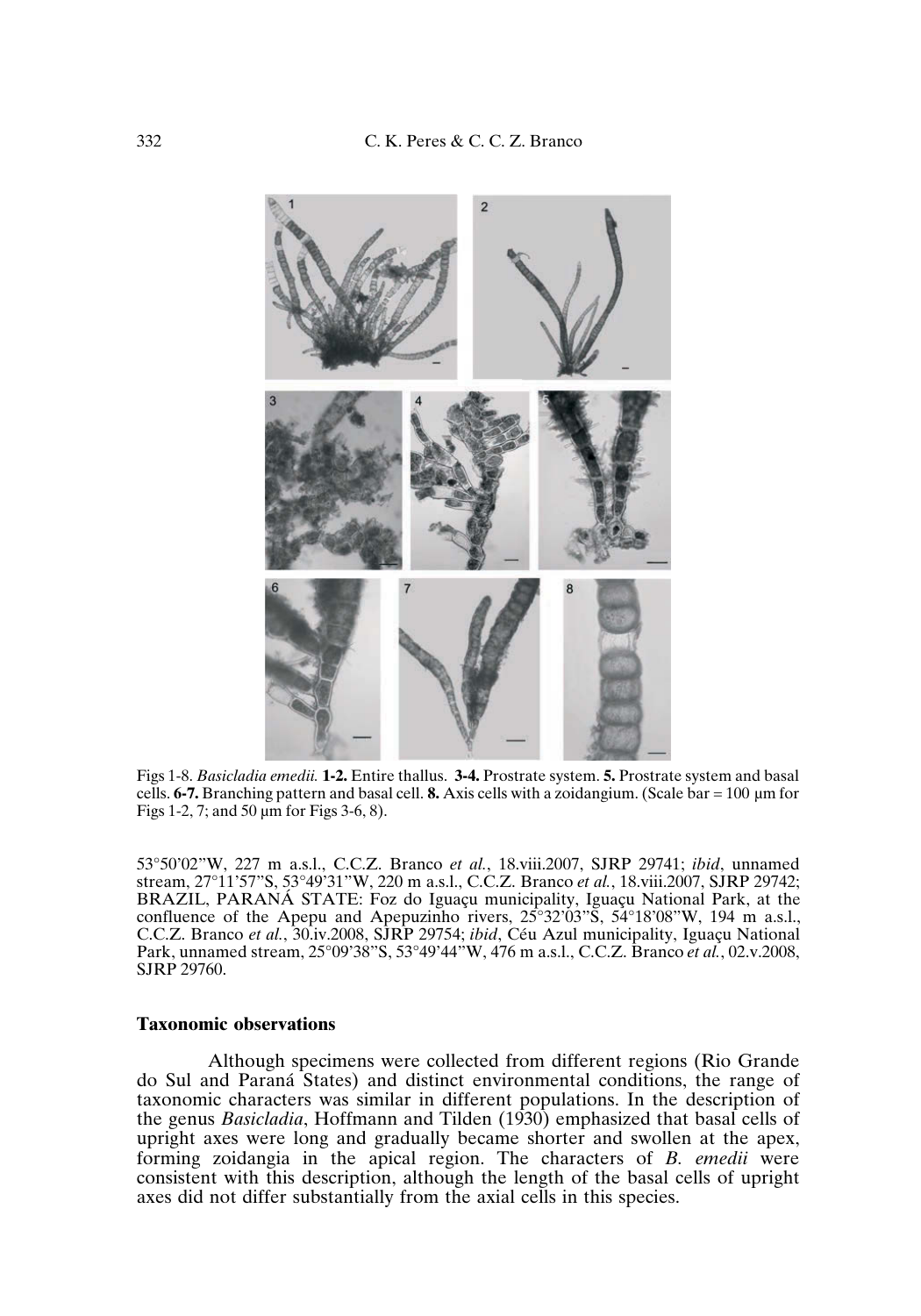Figs 1-8. *Basicladia emedii.* **1-2.** Entire thallus. **3-4.** Prostrate system. **5.** Prostrate system and basal cells. **6-7.** Branching pattern and basal cell. **8.** Axis cells with a zoidangium. (Scale bar = 100 µm for Figs 1-2, 7; and 50 µm for Figs 3-6, 8).

53°50'02"W, 227 m a.s.l., C.C.Z. Branco *et al.*, 18.viii.2007, SJRP 29741; *ibid*, unnamed stream, 27°11'57"S, 53°49'31"W, 220 m a.s.l., C.C.Z. Branco *et al.*, 18.viii.2007, SJRP 29742; BRAZIL, PARANÁ STATE: Foz do Iguaçu municipality, Iguaçu National Park, at the confluence of the Apepu and Apepuzinho rivers, 25°32'03"S, 54°18'08"W, 194 m a.s.l., C.C.Z. Branco *et al.*, 30.iv.2008, SJRP 29754; *ibid*, Céu Azul municipality, Iguaçu National Park, unnamed stream, 25°09'38"S, 53°49'44"W, 476 m a.s.l., C.C.Z. Branco *et al.*, 02.v.2008, SJRP 29760.

### Taxonomic observations

Although specimens were collected from different regions (Rio Grande do Sul and Paraná States) and distinct environmental conditions, the range of taxonomic characters was similar in different populations. In the description of the genus *Basicladia*, Hoffmann and Tilden (1930) emphasized that basal cells of upright axes were long and gradually became shorter and swollen at the apex, forming zoidangia in the apical region. The characters of *B. emedii* were consistent with this description, although the length of the basal cells of upright axes did not differ substantially from the axial cells in this species.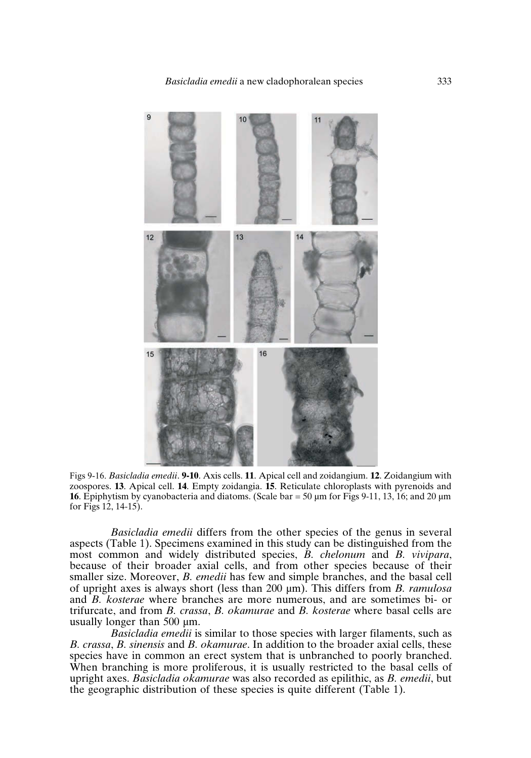Figs 9-16. *Basicladia emedii*. **9-10**. Axis cells. **11**. Apical cell and zoidangium. **12**. Zoidangium with zoospores. **13**. Apical cell. **14**. Empty zoidangia. **15**. Reticulate chloroplasts with pyrenoids and **16**. Epiphytism by cyanobacteria and diatoms. (Scale bar = 50 µm for Figs 9-11, 13, 16; and 20 µm for Figs 12, 14-15).

*Basicladia emedii* differs from the other species of the genus in several aspects (Table 1). Specimens examined in this study can be distinguished from the most common and widely distributed species, *B. chelonum* and *B. vivipara*, because of their broader axial cells, and from other species because of their smaller size. Moreover, *B. emedii* has few and simple branches, and the basal cell of upright axes is always short (less than 200 µm). This differs from *B. ramulosa* and *B. kosterae* where branches are more numerous, and are sometimes bi- or trifurcate, and from *B. crassa*, *B. okamurae* and *B. kosterae* where basal cells are usually longer than 500 µm.

*Basicladia emedii* is similar to those species with larger filaments, such as *B. crassa*, *B. sinensis* and *B. okamurae*. In addition to the broader axial cells, these species have in common an erect system that is unbranched to poorly branched. When branching is more proliferous, it is usually restricted to the basal cells of upright axes. *Basicladia okamurae* was also recorded as epilithic, as *B. emedii*, but the geographic distribution of these species is quite different (Table 1).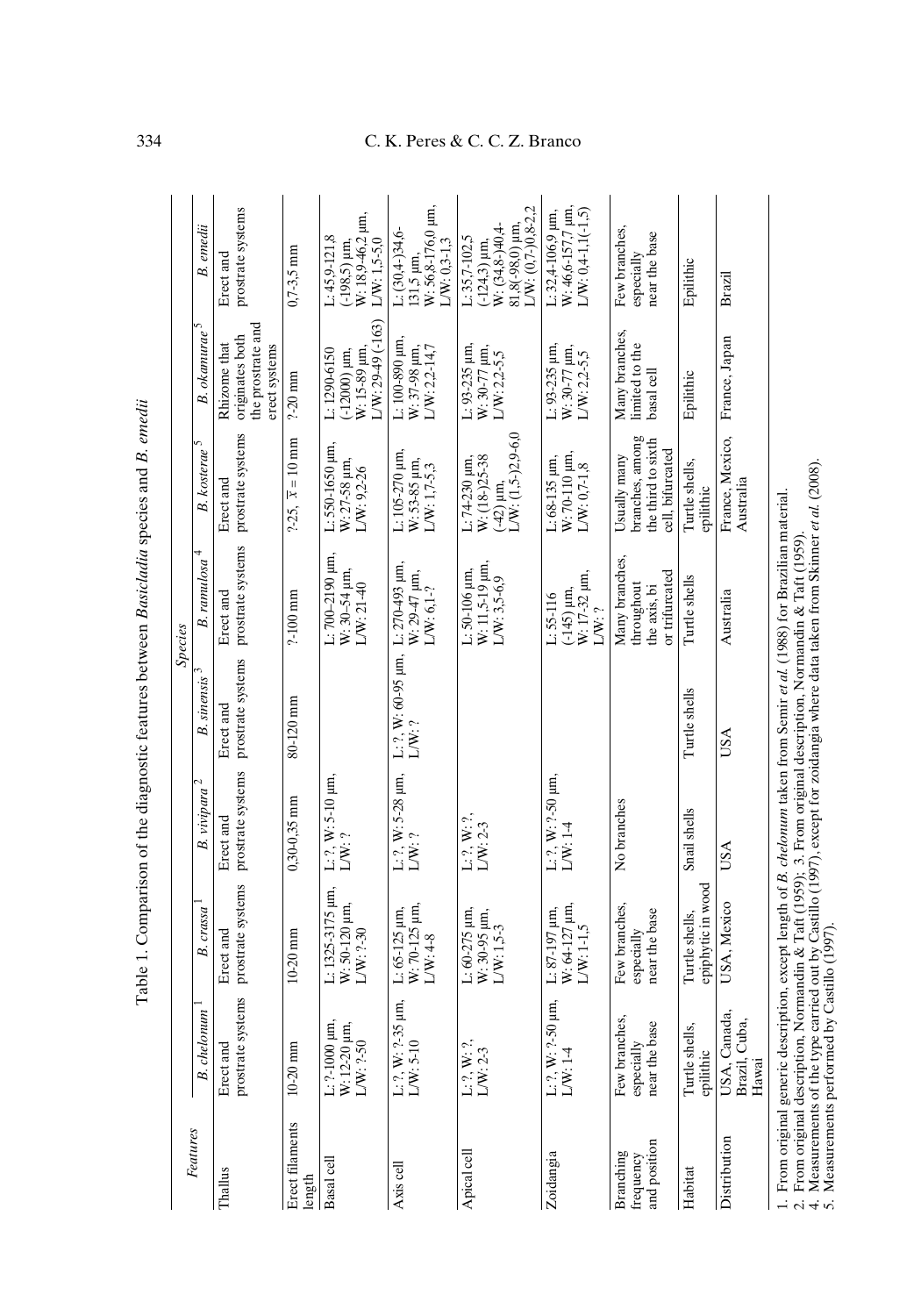Table 1. Comparison of the diagnostic features between *Basicladia* species and *B. emedii*

| Features | Species | | | | | | | |
|---|---|---|---|---|---|---|---|---|
| | *B. chelonum*[1] | *B. crassa*[1] | *B. vivipara*[2] | *B. sinensis*[3] | *B. ramulosa*[4] | *B. kosterae*[5] | *B. okamurae*[5] | *B. emedii* |
| Thallus | Erect and prostrate systems | Erect and prostrate systems | Erect and prostrate systems | Erect and prostrate systems | Erect and prostrate systems | Erect and prostrate systems | Rhizome that originates both the prostrate and erect systems | Erect and prostrate systems |
| Erect filaments length | 10-20 mm | 10-20 mm | 0,30-0,35 mm | 80-120 mm | ?-100 mm | ?-25, $\bar{x}$ = 10 mm | ?-20 mm | 0,7-3,5 mm |
| Basal cell | L: ?-1000 µm, W: 12-20 µm, L/W: ?-50 | L: 1325-3175 µm, W: 50-120 µm, L/W: ?-30 | L: ?, W: 5-10 µm, L/W: ? | | L: 700–2190 µm, W: 30–54 µm, L/W: 21-40 | L: 550-1650 µm, W: 27-58 µm, L/W: 9,2-26 | L: 1290-6150 (-12000) µm, W: 15-89 µm, L/W: 29-49 (-163) | L: 45,9-121,8 (-198,5) µm, W: 18,9-46,2 µm, L/W: 1,5-5,0 |
| Axis cell | L: ?, W: ?-35 µm, L/W: 5-10 | L: 65-125 µm, W: 70-125 µm, L/W: 4-8 | L: ?, W: 5-28 µm, L/W: ? | L: ?, W: 60-95 µm, L/W: ? | L: 270-493 µm, W: 29-47 µm, L/W: 6,1-? | L: 105-270 µm, W: 53-85 µm, L/W: 1,7-5,3 | L: 100-890 µm, W: 37-98 µm, L/W: 2,2-14,7 | L: (30,4-)34,6-131,5 µm, W: 56,8-176,0 µm, L/W: 0,3-1,3 |
| Apical cell | L: ?, W: ?, L/W: 2-3 | L: 60-275 µm, W: 30-95 µm, L/W: 1,5-3 | L: ?, W: ?, L/W: 2-3 | | L: 50-106 µm, W: 11,5-19 µm, L/W: 3,5-6,9 | L: 74-230 µm, W: (18-)25-38 (-42) µm, L/W: (1,5-)2,9-6,0 | L: 93-235 µm, W: 30-77 µm, L/W: 2,2-5,5 | L: 35,7-102,5 (-124,3) µm, W: (34,8-)40,4-81,8(-98,0) µm, L/W: (0,7-)0,8-2,2 |
| Zoidangia | L: ?, W: ?-50 µm, L/W: 1-4 | L: 87-197 µm, W: 64-127 µm, L/W: 1-1,5 | L: ?, W: ?-50 µm, L/W: 1-4 | | L: 55-116 (-145) µm, W: 17-32 µm, L/W: ? | L: 68-135 µm, W: 70-110 µm, L/W: 0,7-1,8 | L: 93-235 µm, W: 30-77 µm, L/W: 2,2-5,5 | L: 32,4-106,9 µm, W: 46,6-157,7 µm, L/W: 0,4-1,1(-1,5) |
| Branching frequency and position | Few branches, especially near the base | Few branches, especially near the base | No branches | | Many branches, throughout the axis, bi or trifurcated | Usually many branches, among the third to sixth cell, bifurcated | Many branches, limited to the basal cell | Few branches, especially near the base |
| Habitat | Turtle shells, epilithic | Turtle shells, epiphytic in wood | Snail shells | Turtle shells | Turtle shells | Turtle shells, epilithic | Epilithic | Epilithic |
| Distribution | USA, Canada, Brazil, Cuba, Hawai | USA, Mexico | USA | USA | Australia | France, Mexico, Australia | France, Japan | Brazil |

1. From original generic description, except length of *B. chelonum* taken from Semir *et al.* (1988) for Brazilian material.
2. From original description, Normandin & Taft (1959); 3. From original description, Normandin & Taft (1959).
4. Measurements of the type carried out by Castillo (1997), except for zoidangia where data taken from Skinner *et al.* (2008).
5. Measurements performed by Castillo (1997).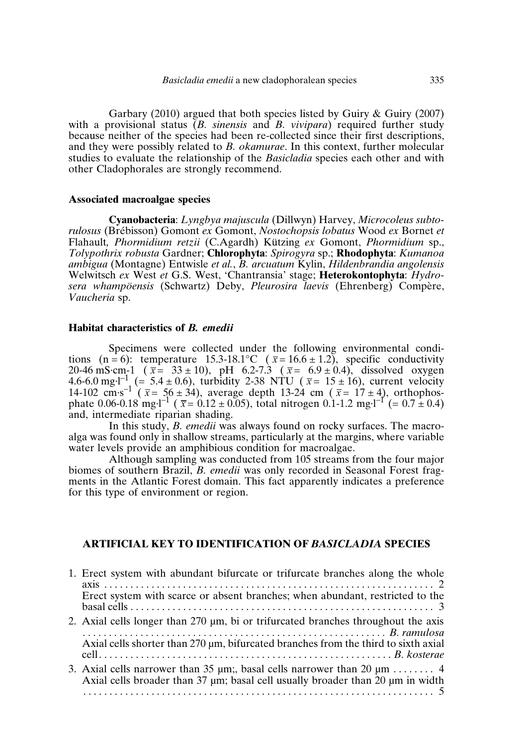Garbary (2010) argued that both species listed by Guiry & Guiry (2007) with a provisional status (*B. sinensis* and *B. vivipara*) required further study because neither of the species had been re-collected since their first descriptions, and they were possibly related to *B. okamurae*. In this context, further molecular studies to evaluate the relationship of the *Basicladia* species each other and with other Cladophorales are strongly recommend.

### Associated macroalgae species

**Cyanobacteria**: *Lyngbya majuscula* (Dillwyn) Harvey, *Microcoleus subtorulosus* (Brébisson) Gomont *ex* Gomont, *Nostochopsis lobatus* Wood *ex* Bornet *et* Flahault, *Phormidium retzii* (C.Agardh) Kützing *ex* Gomont, *Phormidium* sp., *Tolypothrix robusta* Gardner; **Chlorophyta**: *Spirogyra* sp.; **Rhodophyta**: *Kumanoa ambigua* (Montagne) Entwisle *et al.*, *B. arcuatum* Kylin, *Hildenbrandia angolensis* Welwitsch *ex* West *et* G.S. West, 'Chantransia' stage; **Heterokontophyta**: *Hydrosera whampöensis* (Schwartz) Deby, *Pleurosira laevis* (Ehrenberg) Compère, *Vaucheria* sp.

### Habitat characteristics of *B. emedii*

Specimens were collected under the following environmental conditions (n = 6): temperature 15.3-18.1°C ($\bar{x}$ = 16.6 ± 1.2), specific conductivity 20-46 mS·cm-1 ($\bar{x}$ = 33 ± 10), pH 6.2-7.3 ($\bar{x}$ = 6.9 ± 0.4), dissolved oxygen 4.6-6.0 mg·l$^{-1}$ (= 5.4 ± 0.6), turbidity 2-38 NTU ($\bar{x}$ = 15 ± 16), current velocity 14-102 cm·s$^{-1}$ ($\bar{x}$ = 56 ± 34), average depth 13-24 cm ($\bar{x}$ = 17 ± 4), orthophosphate 0.06-0.18 mg·l$^{-1}$ ($\bar{x}$ = 0.12 ± 0.05), total nitrogen 0.1-1.2 mg·l$^{-1}$ (= 0.7 ± 0.4) and, intermediate riparian shading.

In this study, *B. emedii* was always found on rocky surfaces. The macroalga was found only in shallow streams, particularly at the margins, where variable water levels provide an amphibious condition for macroalgae.

Although sampling was conducted from 105 streams from the four major biomes of southern Brazil, *B. emedii* was only recorded in Seasonal Forest fragments in the Atlantic Forest domain. This fact apparently indicates a preference for this type of environment or region.

## ARTIFICIAL KEY TO IDENTIFICATION OF *BASICLADIA* SPECIES

1. Erect system with abundant bifurcate or trifurcate branches along the whole axis .......... 2
   Erect system with scarce or absent branches; when abundant, restricted to the basal cells .......... 3
2. Axial cells longer than 270 µm, bi or trifurcated branches throughout the axis .......... *B. ramulosa*
   Axial cells shorter than 270 µm, bifurcated branches from the third to sixth axial cell .......... *B. kosterae*
3. Axial cells narrower than 35 µm;, basal cells narrower than 20 µm .......... 4
   Axial cells broader than 37 µm; basal cell usually broader than 20 µm in width .......... 5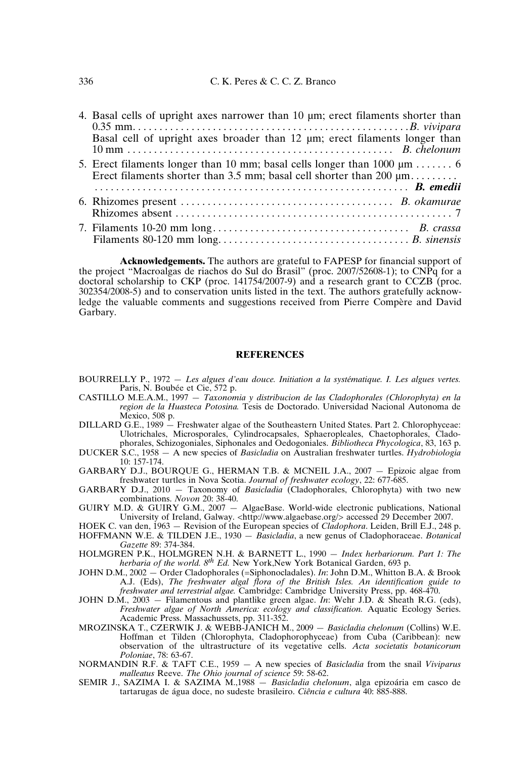4. Basal cells of upright axes narrower than 10 µm; erect filaments shorter than 0.35 mm. . . . . . . . . . . . . . . . . . . . . . . . . . . . . . . . . . . . . . . . . . . . . . . . . . *B. vivipara*
   Basal cell of upright axes broader than 12 µm; erect filaments longer than 10 mm . . . . . . . . . . . . . . . . . . . . . . . . . . . . . . . . . . . . . . . . . . . . . . . . *B. chelonum*
5. Erect filaments longer than 10 mm; basal cells longer than 1000 µm . . . . . . . 6
   Erect filaments shorter than 3.5 mm; basal cell shorter than 200 µm. . . . . . . . . . . . . . . . . . . . . . . . . . . . . . . . . . . . . . . . . . . . . . . . . . . . . . . . . . . . . . . . . . . . ***B. emedii***
6. Rhizomes present . . . . . . . . . . . . . . . . . . . . . . . . . . . . . . . . . . . . . . . *B. okamurae*
   Rhizomes absent . . . . . . . . . . . . . . . . . . . . . . . . . . . . . . . . . . . . . . . . . . . . . . . . . . . . 7
7. Filaments 10-20 mm long . . . . . . . . . . . . . . . . . . . . . . . . . . . . . . . . . . . . . *B. crassa*
   Filaments 80-120 mm long. . . . . . . . . . . . . . . . . . . . . . . . . . . . . . . . . . . . *B. sinensis*

**Acknowledgements.** The authors are grateful to FAPESP for financial support of the project "Macroalgas de riachos do Sul do Brasil" (proc. 2007/52608-1); to CNPq for a doctoral scholarship to CKP (proc. 141754/2007-9) and a research grant to CCZB (proc. 302354/2008-5) and to conservation units listed in the text. The authors gratefully acknowledge the valuable comments and suggestions received from Pierre Compère and David Garbary.

## REFERENCES

BOURRELLY P., 1972 — *Les algues d'eau douce. Initiation a la systématique. I. Les algues vertes.* Paris, N. Boubée et Cie, 572 p.

CASTILLO M.E.A.M., 1997 — *Taxonomia y distribucion de las Cladophorales (Chlorophyta) en la region de la Huasteca Potosina.* Tesis de Doctorado. Universidad Nacional Autonoma de Mexico, 508 p.

DILLARD G.E., 1989 — Freshwater algae of the Southeastern United States. Part 2. Chlorophyceae: Ulotrichales, Microsporales, Cylindrocapsales, Sphaeropleales, Chaetophorales, Cladophorales, Schizogoniales, Siphonales and Oedogoniales. *Bibliotheca Phycologica*, 83, 163 p.

DUCKER S.C., 1958 — A new species of *Basicladia* on Australian freshwater turtles. *Hydrobiologia* 10: 157-174.

GARBARY D.J., BOURQUE G., HERMAN T.B. & MCNEIL J.A., 2007 — Epizoic algae from freshwater turtles in Nova Scotia. *Journal of freshwater ecology*, 22: 677-685.

GARBARY D.J., 2010 — Taxonomy of *Basicladia* (Cladophorales, Chlorophyta) with two new combinations. *Novon* 20: 38-40.

GUIRY M.D. & GUIRY G.M., 2007 — AlgaeBase. World-wide electronic publications, National University of Ireland, Galway. <http://www.algaebase.org/> accessed 29 December 2007.

HOEK C. van den, 1963 — Revision of the European species of *Cladophora*. Leiden, Brill E.J., 248 p.

HOFFMANN W.E. & TILDEN J.E., 1930 — *Basicladia*, a new genus of Cladophoraceae. *Botanical Gazette* 89: 374-384.

HOLMGREN P.K., HOLMGREN N.H. & BARNETT L., 1990 — *Index herbariorum. Part 1: The herbaria of the world. 8th Ed.* New York,New York Botanical Garden, 693 p.

JOHN D.M., 2002 — Order Cladophorales (=Siphonocladales). *In*: John D.M., Whitton B.A. & Brook A.J. (Eds), *The freshwater algal flora of the British Isles. An identification guide to freshwater and terrestrial algae.* Cambridge: Cambridge University Press, pp. 468-470.

JOHN D.M., 2003 — Filamentous and plantlike green algae. *In*: Wehr J.D. & Sheath R.G. (eds), *Freshwater algae of North America: ecology and classification.* Aquatic Ecology Series. Academic Press. Massachussets, pp. 311-352.

MROZINSKA T., CZERWIK J. & WEBB-JANICH M., 2009 — *Basicladia chelonum* (Collins) W.E. Hoffman et Tilden (Chlorophyta, Cladophorophyceae) from Cuba (Caribbean): new observation of the ultrastructure of its vegetative cells. *Acta societatis botanicorum Poloniae*, 78: 63-67.

NORMANDIN R.F. & TAFT C.E., 1959 — A new species of *Basicladia* from the snail *Viviparus malleatus* Reeve. *The Ohio journal of science* 59: 58-62.

SEMIR J., SAZIMA I. & SAZIMA M.,1988 — *Basicladia chelonum*, alga epizoária em casco de tartarugas de água doce, no sudeste brasileiro. *Ciência e cultura* 40: 885-888.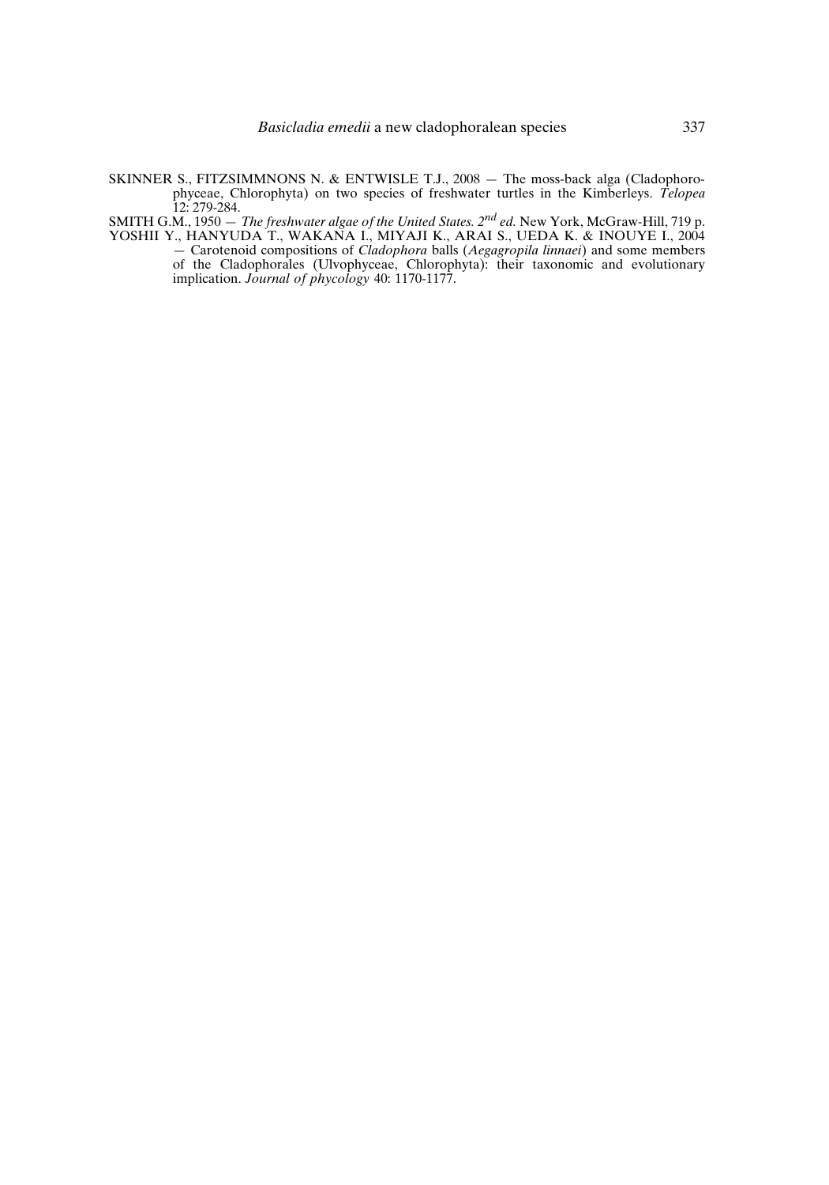SKINNER S., FITZSIMMNONS N. & ENTWISLE T.J., 2008 — The moss-back alga (Cladophorophyceae, Chlorophyta) on two species of freshwater turtles in the Kimberleys. *Telopea* 12: 279-284.

SMITH G.M., 1950 — *The freshwater algae of the United States. 2nd ed.* New York, McGraw-Hill, 719 p.

YOSHII Y., HANYUDA T., WAKANA I., MIYAJI K., ARAI S., UEDA K. & INOUYE I., 2004 — Carotenoid compositions of *Cladophora* balls (*Aegagropila linnaei*) and some members of the Cladophorales (Ulvophyceae, Chlorophyta): their taxonomic and evolutionary implication. *Journal of phycology* 40: 1170-1177.